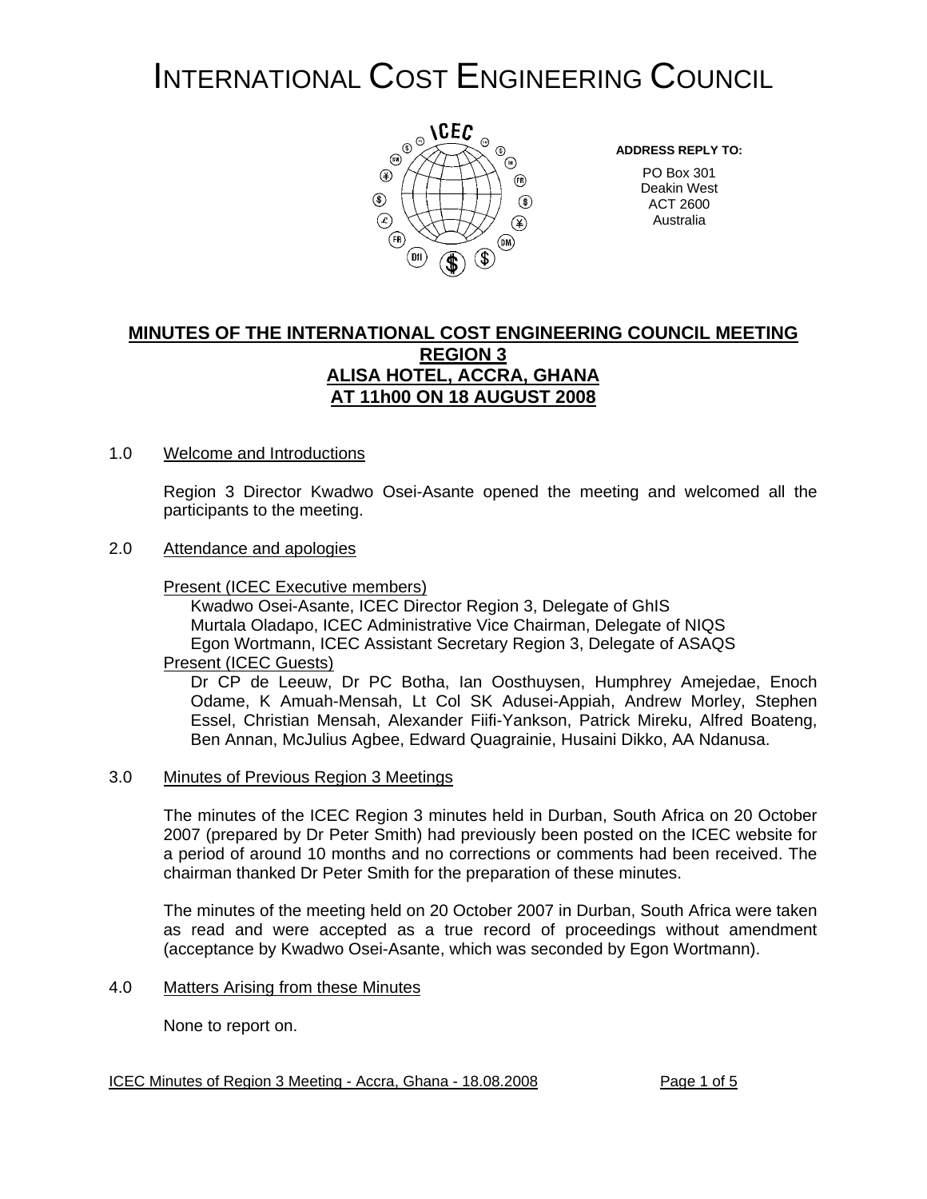# INTERNATIONAL COST ENGINEERING COUNCIL

**ADDRESS REPLY TO:**

PO Box 301
Deakin West
ACT 2600
Australia

## MINUTES OF THE INTERNATIONAL COST ENGINEERING COUNCIL MEETING REGION 3 ALISA HOTEL, ACCRA, GHANA AT 11h00 ON 18 AUGUST 2008

1.0 Welcome and Introductions

Region 3 Director Kwadwo Osei-Asante opened the meeting and welcomed all the participants to the meeting.

2.0 Attendance and apologies

Present (ICEC Executive members)

Kwadwo Osei-Asante, ICEC Director Region 3, Delegate of GhIS
Murtala Oladapo, ICEC Administrative Vice Chairman, Delegate of NIQS
Egon Wortmann, ICEC Assistant Secretary Region 3, Delegate of ASAQS

Present (ICEC Guests)

Dr CP de Leeuw, Dr PC Botha, Ian Oosthuysen, Humphrey Amejedae, Enoch Odame, K Amuah-Mensah, Lt Col SK Adusei-Appiah, Andrew Morley, Stephen Essel, Christian Mensah, Alexander Fiifi-Yankson, Patrick Mireku, Alfred Boateng, Ben Annan, McJulius Agbee, Edward Quagrainie, Husaini Dikko, AA Ndanusa.

3.0 Minutes of Previous Region 3 Meetings

The minutes of the ICEC Region 3 minutes held in Durban, South Africa on 20 October 2007 (prepared by Dr Peter Smith) had previously been posted on the ICEC website for a period of around 10 months and no corrections or comments had been received. The chairman thanked Dr Peter Smith for the preparation of these minutes.

The minutes of the meeting held on 20 October 2007 in Durban, South Africa were taken as read and were accepted as a true record of proceedings without amendment (acceptance by Kwadwo Osei-Asante, which was seconded by Egon Wortmann).

4.0 Matters Arising from these Minutes

None to report on.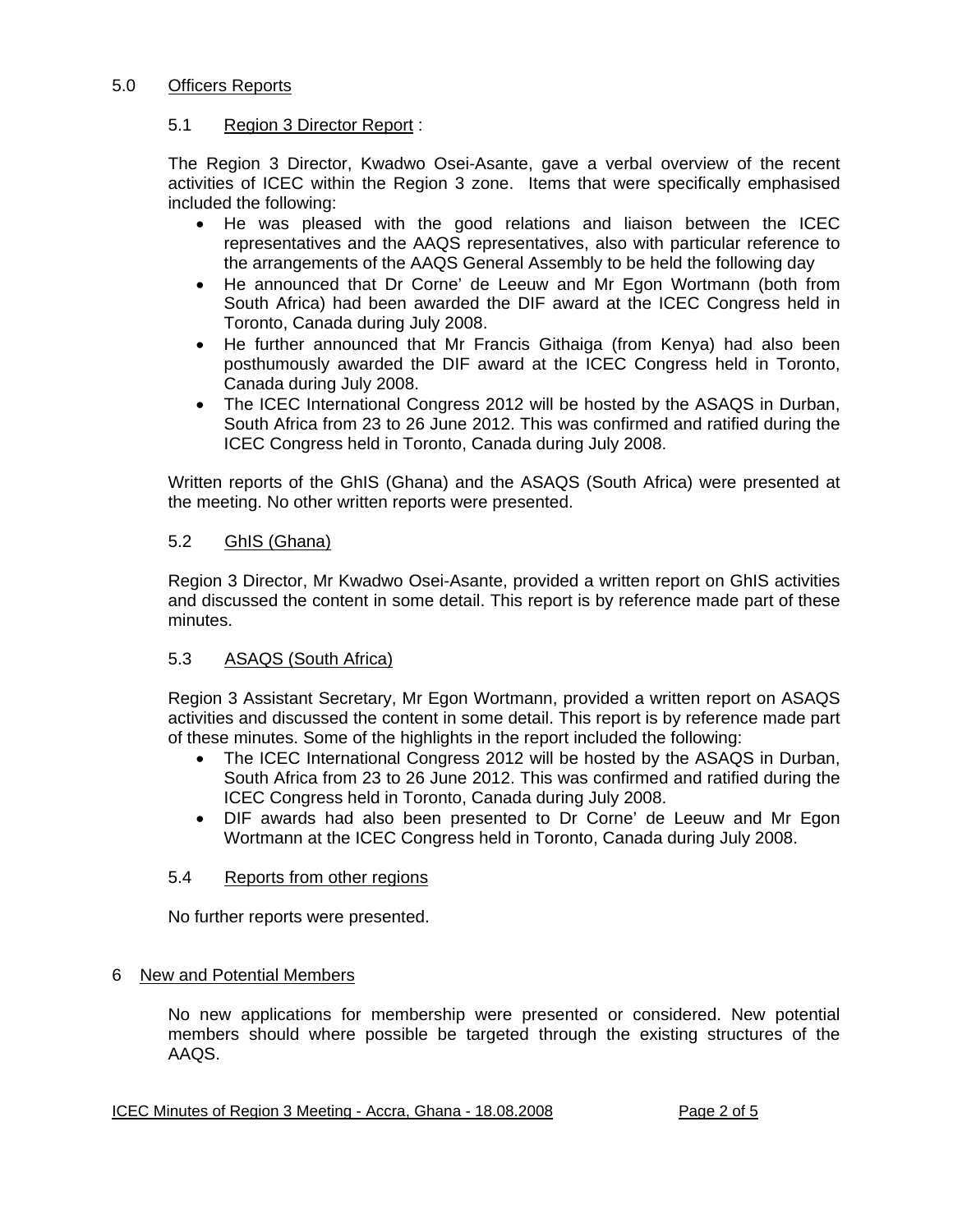## 5.0 Officers Reports

### 5.1 Region 3 Director Report :

The Region 3 Director, Kwadwo Osei-Asante, gave a verbal overview of the recent activities of ICEC within the Region 3 zone. Items that were specifically emphasised included the following:

- He was pleased with the good relations and liaison between the ICEC representatives and the AAQS representatives, also with particular reference to the arrangements of the AAQS General Assembly to be held the following day
- He announced that Dr Corne' de Leeuw and Mr Egon Wortmann (both from South Africa) had been awarded the DIF award at the ICEC Congress held in Toronto, Canada during July 2008.
- He further announced that Mr Francis Githaiga (from Kenya) had also been posthumously awarded the DIF award at the ICEC Congress held in Toronto, Canada during July 2008.
- The ICEC International Congress 2012 will be hosted by the ASAQS in Durban, South Africa from 23 to 26 June 2012. This was confirmed and ratified during the ICEC Congress held in Toronto, Canada during July 2008.

Written reports of the GhIS (Ghana) and the ASAQS (South Africa) were presented at the meeting. No other written reports were presented.

### 5.2 GhIS (Ghana)

Region 3 Director, Mr Kwadwo Osei-Asante, provided a written report on GhIS activities and discussed the content in some detail. This report is by reference made part of these minutes.

### 5.3 ASAQS (South Africa)

Region 3 Assistant Secretary, Mr Egon Wortmann, provided a written report on ASAQS activities and discussed the content in some detail. This report is by reference made part of these minutes. Some of the highlights in the report included the following:

- The ICEC International Congress 2012 will be hosted by the ASAQS in Durban, South Africa from 23 to 26 June 2012. This was confirmed and ratified during the ICEC Congress held in Toronto, Canada during July 2008.
- DIF awards had also been presented to Dr Corne' de Leeuw and Mr Egon Wortmann at the ICEC Congress held in Toronto, Canada during July 2008.

### 5.4 Reports from other regions

No further reports were presented.

## 6 New and Potential Members

No new applications for membership were presented or considered. New potential members should where possible be targeted through the existing structures of the AAQS.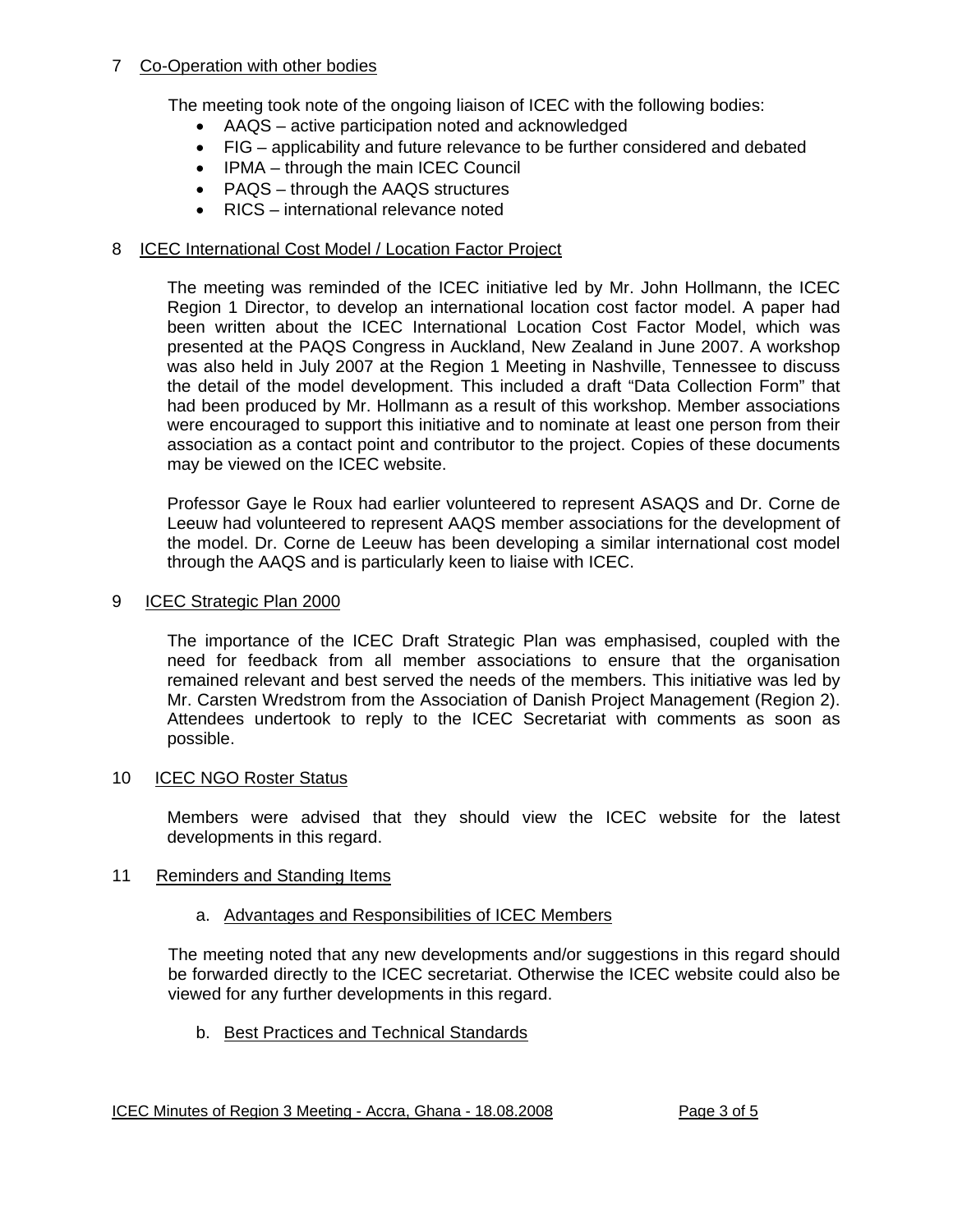## 7 Co-Operation with other bodies

The meeting took note of the ongoing liaison of ICEC with the following bodies:

- AAQS – active participation noted and acknowledged
- FIG – applicability and future relevance to be further considered and debated
- IPMA – through the main ICEC Council
- PAQS – through the AAQS structures
- RICS – international relevance noted

## 8 ICEC International Cost Model / Location Factor Project

The meeting was reminded of the ICEC initiative led by Mr. John Hollmann, the ICEC Region 1 Director, to develop an international location cost factor model. A paper had been written about the ICEC International Location Cost Factor Model, which was presented at the PAQS Congress in Auckland, New Zealand in June 2007. A workshop was also held in July 2007 at the Region 1 Meeting in Nashville, Tennessee to discuss the detail of the model development. This included a draft "Data Collection Form" that had been produced by Mr. Hollmann as a result of this workshop. Member associations were encouraged to support this initiative and to nominate at least one person from their association as a contact point and contributor to the project. Copies of these documents may be viewed on the ICEC website.

Professor Gaye le Roux had earlier volunteered to represent ASAQS and Dr. Corne de Leeuw had volunteered to represent AAQS member associations for the development of the model. Dr. Corne de Leeuw has been developing a similar international cost model through the AAQS and is particularly keen to liaise with ICEC.

## 9 ICEC Strategic Plan 2000

The importance of the ICEC Draft Strategic Plan was emphasised, coupled with the need for feedback from all member associations to ensure that the organisation remained relevant and best served the needs of the members. This initiative was led by Mr. Carsten Wredstrom from the Association of Danish Project Management (Region 2). Attendees undertook to reply to the ICEC Secretariat with comments as soon as possible.

## 10 ICEC NGO Roster Status

Members were advised that they should view the ICEC website for the latest developments in this regard.

## 11 Reminders and Standing Items

### a. Advantages and Responsibilities of ICEC Members

The meeting noted that any new developments and/or suggestions in this regard should be forwarded directly to the ICEC secretariat. Otherwise the ICEC website could also be viewed for any further developments in this regard.

### b. Best Practices and Technical Standards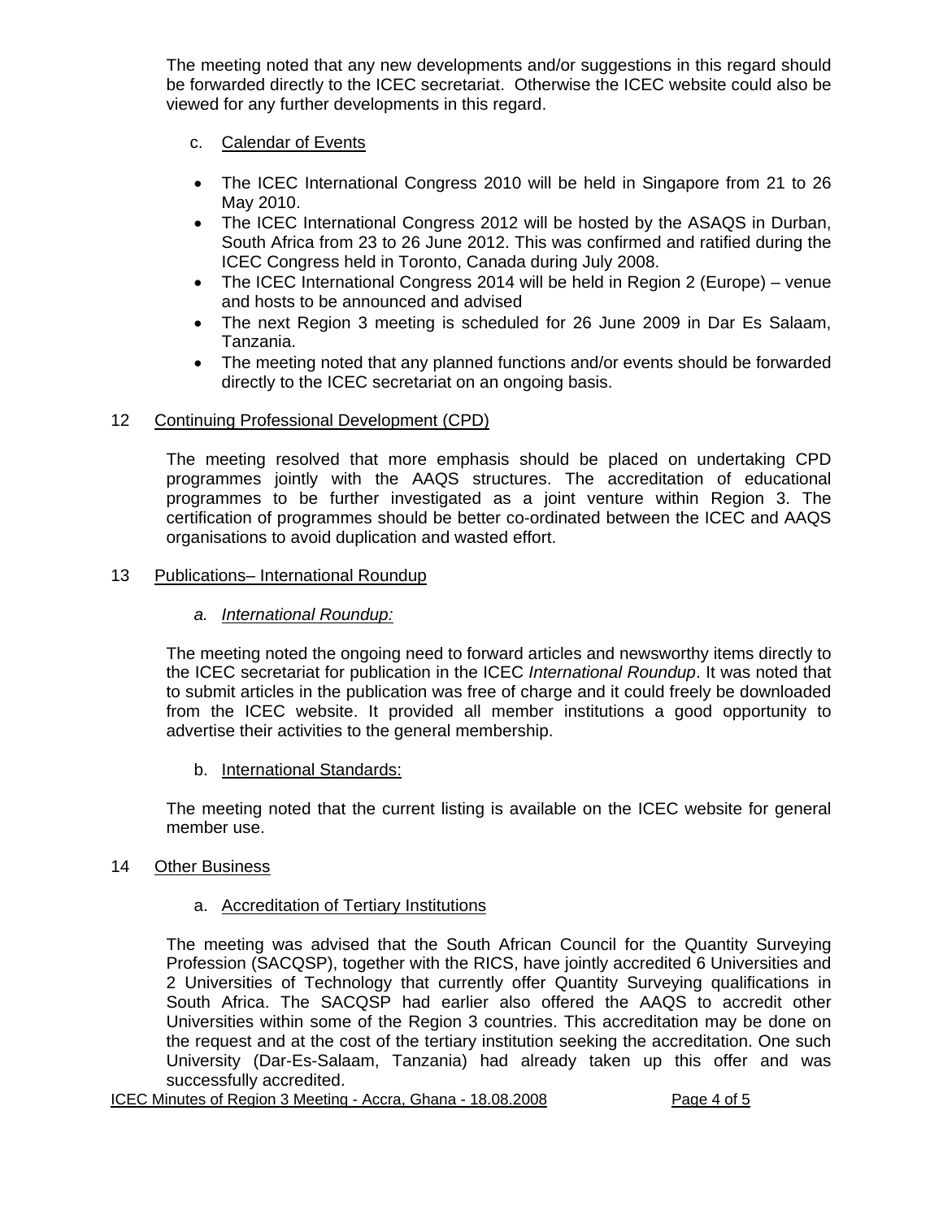The meeting noted that any new developments and/or suggestions in this regard should be forwarded directly to the ICEC secretariat. Otherwise the ICEC website could also be viewed for any further developments in this regard.

c. Calendar of Events

- The ICEC International Congress 2010 will be held in Singapore from 21 to 26 May 2010.
- The ICEC International Congress 2012 will be hosted by the ASAQS in Durban, South Africa from 23 to 26 June 2012. This was confirmed and ratified during the ICEC Congress held in Toronto, Canada during July 2008.
- The ICEC International Congress 2014 will be held in Region 2 (Europe) – venue and hosts to be announced and advised
- The next Region 3 meeting is scheduled for 26 June 2009 in Dar Es Salaam, Tanzania.
- The meeting noted that any planned functions and/or events should be forwarded directly to the ICEC secretariat on an ongoing basis.

## 12 Continuing Professional Development (CPD)

The meeting resolved that more emphasis should be placed on undertaking CPD programmes jointly with the AAQS structures. The accreditation of educational programmes to be further investigated as a joint venture within Region 3. The certification of programmes should be better co-ordinated between the ICEC and AAQS organisations to avoid duplication and wasted effort.

## 13 Publications– International Roundup

*a. International Roundup:*

The meeting noted the ongoing need to forward articles and newsworthy items directly to the ICEC secretariat for publication in the ICEC *International Roundup*. It was noted that to submit articles in the publication was free of charge and it could freely be downloaded from the ICEC website. It provided all member institutions a good opportunity to advertise their activities to the general membership.

b. International Standards:

The meeting noted that the current listing is available on the ICEC website for general member use.

## 14 Other Business

a. Accreditation of Tertiary Institutions

The meeting was advised that the South African Council for the Quantity Surveying Profession (SACQSP), together with the RICS, have jointly accredited 6 Universities and 2 Universities of Technology that currently offer Quantity Surveying qualifications in South Africa. The SACQSP had earlier also offered the AAQS to accredit other Universities within some of the Region 3 countries. This accreditation may be done on the request and at the cost of the tertiary institution seeking the accreditation. One such University (Dar-Es-Salaam, Tanzania) had already taken up this offer and was successfully accredited.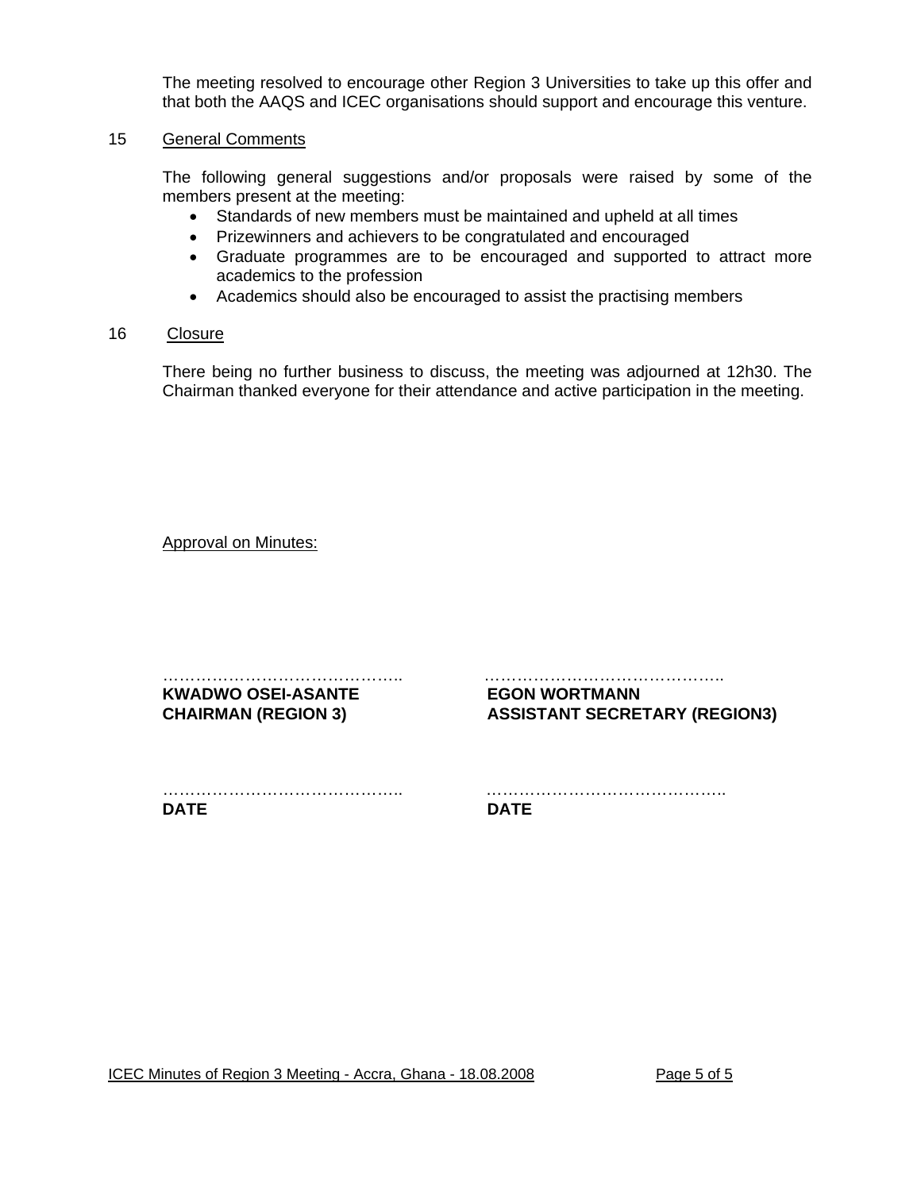The meeting resolved to encourage other Region 3 Universities to take up this offer and that both the AAQS and ICEC organisations should support and encourage this venture.

15 General Comments

The following general suggestions and/or proposals were raised by some of the members present at the meeting:

- Standards of new members must be maintained and upheld at all times
- Prizewinners and achievers to be congratulated and encouraged
- Graduate programmes are to be encouraged and supported to attract more academics to the profession
- Academics should also be encouraged to assist the practising members

16 Closure

There being no further business to discuss, the meeting was adjourned at 12h30. The Chairman thanked everyone for their attendance and active participation in the meeting.

Approval on Minutes:

| | |
|---|---|
| …………………………………….. | …………………………………….. |
| **KWADWO OSEI-ASANTE** | **EGON WORTMANN** |
| **CHAIRMAN (REGION 3)** | **ASSISTANT SECRETARY (REGION3)** |
| …………………………………….. | …………………………………….. |
| **DATE** | **DATE** |